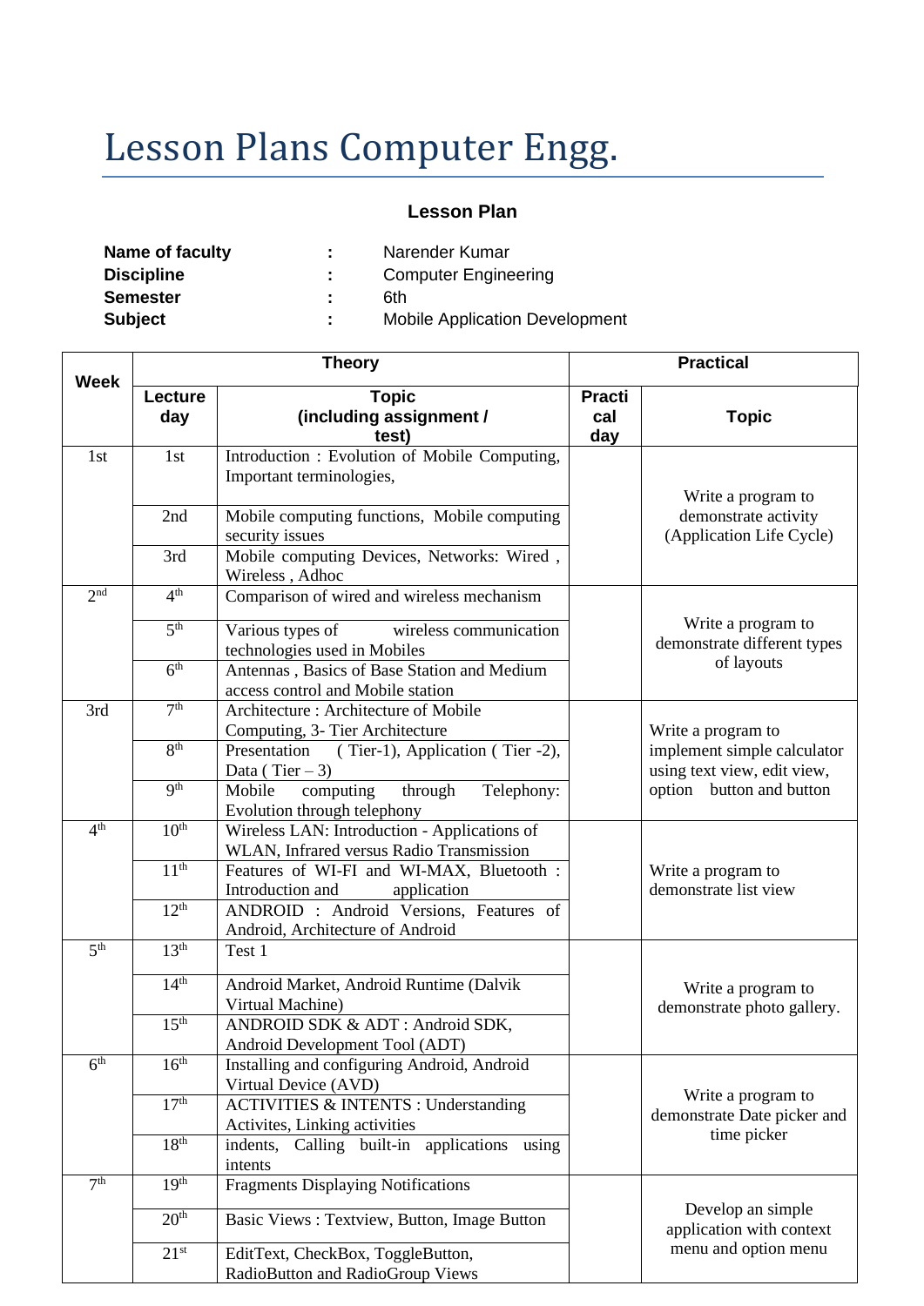# Lesson Plans Computer Engg.

## Lesson Plan

**Name of faculty** : Narender Kumar
**Discipline** : Computer Engineering
**Semester** : 6th
**Subject** : Mobile Application Development

| Week | Theory | | Practical | |
|---|---|---|---|---|
| | **Lecture day** | **Topic (including assignment / test)** | **Practical day** | **Topic** |
| 1st | 1st | Introduction : Evolution of Mobile Computing, Important terminologies, | | Write a program to demonstrate activity (Application Life Cycle) |
| | 2nd | Mobile computing functions, Mobile computing security issues | | |
| | 3rd | Mobile computing Devices, Networks: Wired , Wireless , Adhoc | | |
| 2nd | 4th | Comparison of wired and wireless mechanism | | Write a program to demonstrate different types of layouts |
| | 5th | Various types of wireless communication technologies used in Mobiles | | |
| | 6th | Antennas , Basics of Base Station and Medium access control and Mobile station | | |
| 3rd | 7th | Architecture : Architecture of Mobile Computing, 3- Tier Architecture | | Write a program to implement simple calculator using text view, edit view, option button and button |
| | 8th | Presentation ( Tier-1), Application ( Tier -2), Data ( Tier – 3) | | |
| | 9th | Mobile computing through Telephony: Evolution through telephony | | |
| 4th | 10th | Wireless LAN: Introduction - Applications of WLAN, Infrared versus Radio Transmission | | Write a program to demonstrate list view |
| | 11th | Features of WI-FI and WI-MAX, Bluetooth : Introduction and application | | |
| | 12th | ANDROID : Android Versions, Features of Android, Architecture of Android | | |
| 5th | 13th | Test 1 | | Write a program to demonstrate photo gallery. |
| | 14th | Android Market, Android Runtime (Dalvik Virtual Machine) | | |
| | 15th | ANDROID SDK & ADT : Android SDK, Android Development Tool (ADT) | | |
| 6th | 16th | Installing and configuring Android, Android Virtual Device (AVD) | | Write a program to demonstrate Date picker and time picker |
| | 17th | ACTIVITIES & INTENTS : Understanding Activites, Linking activities | | |
| | 18th | indents, Calling built-in applications using intents | | |
| 7th | 19th | Fragments Displaying Notifications | | Develop an simple application with context menu and option menu |
| | 20th | Basic Views : Textview, Button, Image Button | | |
| | 21st | EditText, CheckBox, ToggleButton, RadioButton and RadioGroup Views | | |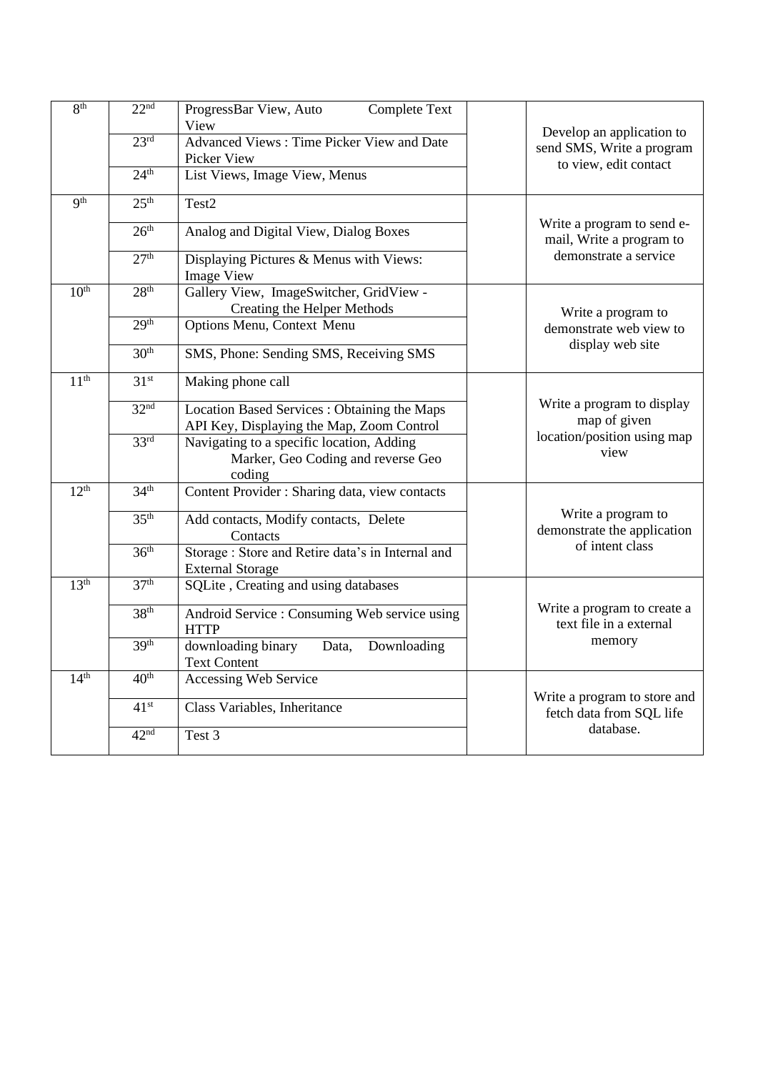| 8th | 22nd | ProgressBar View, Auto Complete Text View | | Develop an application to send SMS, Write a program to view, edit contact |
|---|---|---|---|---|
| | 23rd | Advanced Views : Time Picker View and Date Picker View | | |
| | 24th | List Views, Image View, Menus | | |
| 9th | 25th | Test2 | | Write a program to send e-mail, Write a program to demonstrate a service |
| | 26th | Analog and Digital View, Dialog Boxes | | |
| | 27th | Displaying Pictures & Menus with Views: Image View | | |
| 10th | 28th | Gallery View, ImageSwitcher, GridView - Creating the Helper Methods | | Write a program to demonstrate web view to display web site |
| | 29th | Options Menu, Context Menu | | |
| | 30th | SMS, Phone: Sending SMS, Receiving SMS | | |
| 11th | 31st | Making phone call | | Write a program to display map of given location/position using map view |
| | 32nd | Location Based Services : Obtaining the Maps API Key, Displaying the Map, Zoom Control | | |
| | 33rd | Navigating to a specific location, Adding Marker, Geo Coding and reverse Geo coding | | |
| 12th | 34th | Content Provider : Sharing data, view contacts | | Write a program to demonstrate the application of intent class |
| | 35th | Add contacts, Modify contacts, Delete Contacts | | |
| | 36th | Storage : Store and Retire data's in Internal and External Storage | | |
| 13th | 37th | SQLite , Creating and using databases | | Write a program to create a text file in a external memory |
| | 38th | Android Service : Consuming Web service using HTTP | | |
| | 39th | downloading binary Data, Downloading Text Content | | |
| 14th | 40th | Accessing Web Service | | Write a program to store and fetch data from SQL life database. |
| | 41st | Class Variables, Inheritance | | |
| | 42nd | Test 3 | | |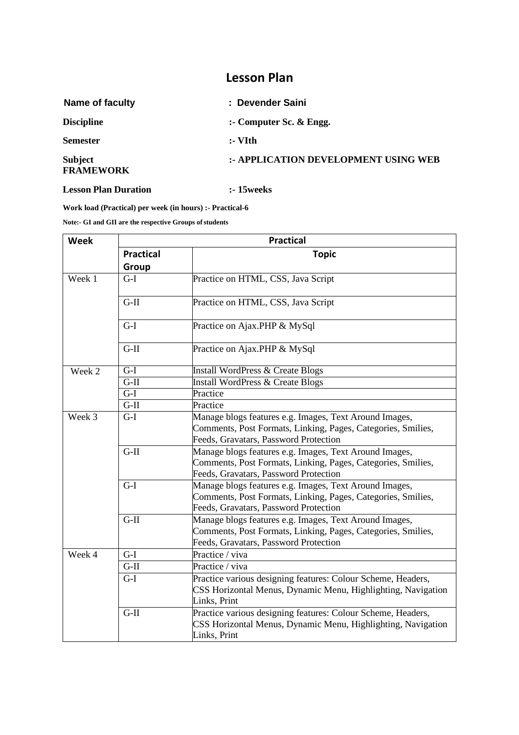# Lesson Plan

**Name of faculty** : **Devender Saini**

**Discipline** :- **Computer Sc. & Engg.**

**Semester** :- **VIth**

**Subject** :- **APPLICATION DEVELOPMENT USING WEB FRAMEWORK**

**Lesson Plan Duration** :- **15weeks**

**Work load (Practical) per week (in hours) :- Practical-6**

**Note:- GI and GII are the respective Groups of students**

| Week | Practical | |
|---|---|---|
| | **Practical Group** | **Topic** |
| Week 1 | G-I | Practice on HTML, CSS, Java Script |
| | G-II | Practice on HTML, CSS, Java Script |
| | G-I | Practice on Ajax.PHP & MySql |
| | G-II | Practice on Ajax.PHP & MySql |
| Week 2 | G-I | Install WordPress & Create Blogs |
| | G-II | Install WordPress & Create Blogs |
| | G-I | Practice |
| | G-II | Practice |
| Week 3 | G-I | Manage blogs features e.g. Images, Text Around Images, Comments, Post Formats, Linking, Pages, Categories, Smilies, Feeds, Gravatars, Password Protection |
| | G-II | Manage blogs features e.g. Images, Text Around Images, Comments, Post Formats, Linking, Pages, Categories, Smilies, Feeds, Gravatars, Password Protection |
| | G-I | Manage blogs features e.g. Images, Text Around Images, Comments, Post Formats, Linking, Pages, Categories, Smilies, Feeds, Gravatars, Password Protection |
| | G-II | Manage blogs features e.g. Images, Text Around Images, Comments, Post Formats, Linking, Pages, Categories, Smilies, Feeds, Gravatars, Password Protection |
| Week 4 | G-I | Practice / viva |
| | G-II | Practice / viva |
| | G-I | Practice various designing features: Colour Scheme, Headers, CSS Horizontal Menus, Dynamic Menu, Highlighting, Navigation Links, Print |
| | G-II | Practice various designing features: Colour Scheme, Headers, CSS Horizontal Menus, Dynamic Menu, Highlighting, Navigation Links, Print |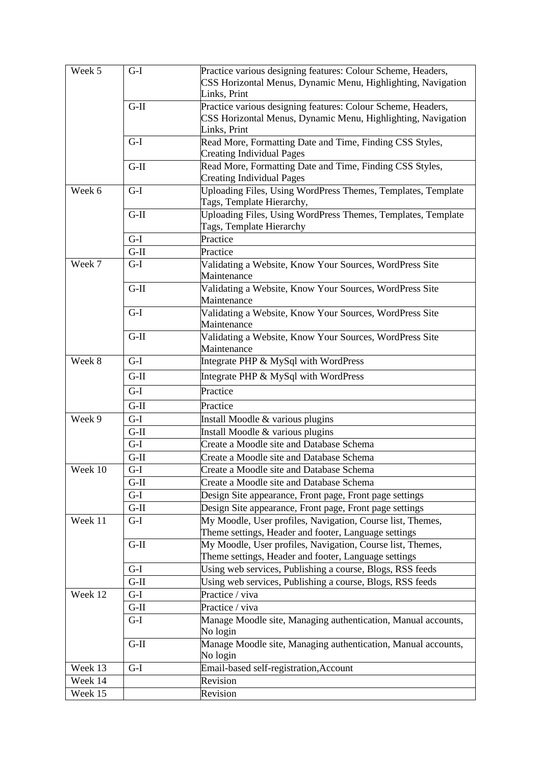| Week 5 | G-I | Practice various designing features: Colour Scheme, Headers, CSS Horizontal Menus, Dynamic Menu, Highlighting, Navigation Links, Print |
|---|---|---|
| | G-II | Practice various designing features: Colour Scheme, Headers, CSS Horizontal Menus, Dynamic Menu, Highlighting, Navigation Links, Print |
| | G-I | Read More, Formatting Date and Time, Finding CSS Styles, Creating Individual Pages |
| | G-II | Read More, Formatting Date and Time, Finding CSS Styles, Creating Individual Pages |
| Week 6 | G-I | Uploading Files, Using WordPress Themes, Templates, Template Tags, Template Hierarchy, |
| | G-II | Uploading Files, Using WordPress Themes, Templates, Template Tags, Template Hierarchy |
| | G-I | Practice |
| | G-II | Practice |
| Week 7 | G-I | Validating a Website, Know Your Sources, WordPress Site Maintenance |
| | G-II | Validating a Website, Know Your Sources, WordPress Site Maintenance |
| | G-I | Validating a Website, Know Your Sources, WordPress Site Maintenance |
| | G-II | Validating a Website, Know Your Sources, WordPress Site Maintenance |
| Week 8 | G-I | Integrate PHP & MySql with WordPress |
| | G-II | Integrate PHP & MySql with WordPress |
| | G-I | Practice |
| | G-II | Practice |
| Week 9 | G-I | Install Moodle & various plugins |
| | G-II | Install Moodle & various plugins |
| | G-I | Create a Moodle site and Database Schema |
| | G-II | Create a Moodle site and Database Schema |
| Week 10 | G-I | Create a Moodle site and Database Schema |
| | G-II | Create a Moodle site and Database Schema |
| | G-I | Design Site appearance, Front page, Front page settings |
| | G-II | Design Site appearance, Front page, Front page settings |
| Week 11 | G-I | My Moodle, User profiles, Navigation, Course list, Themes, Theme settings, Header and footer, Language settings |
| | G-II | My Moodle, User profiles, Navigation, Course list, Themes, Theme settings, Header and footer, Language settings |
| | G-I | Using web services, Publishing a course, Blogs, RSS feeds |
| | G-II | Using web services, Publishing a course, Blogs, RSS feeds |
| Week 12 | G-I | Practice / viva |
| | G-II | Practice / viva |
| | G-I | Manage Moodle site, Managing authentication, Manual accounts, No login |
| | G-II | Manage Moodle site, Managing authentication, Manual accounts, No login |
| Week 13 | G-I | Email-based self-registration,Account |
| Week 14 | | Revision |
| Week 15 | | Revision |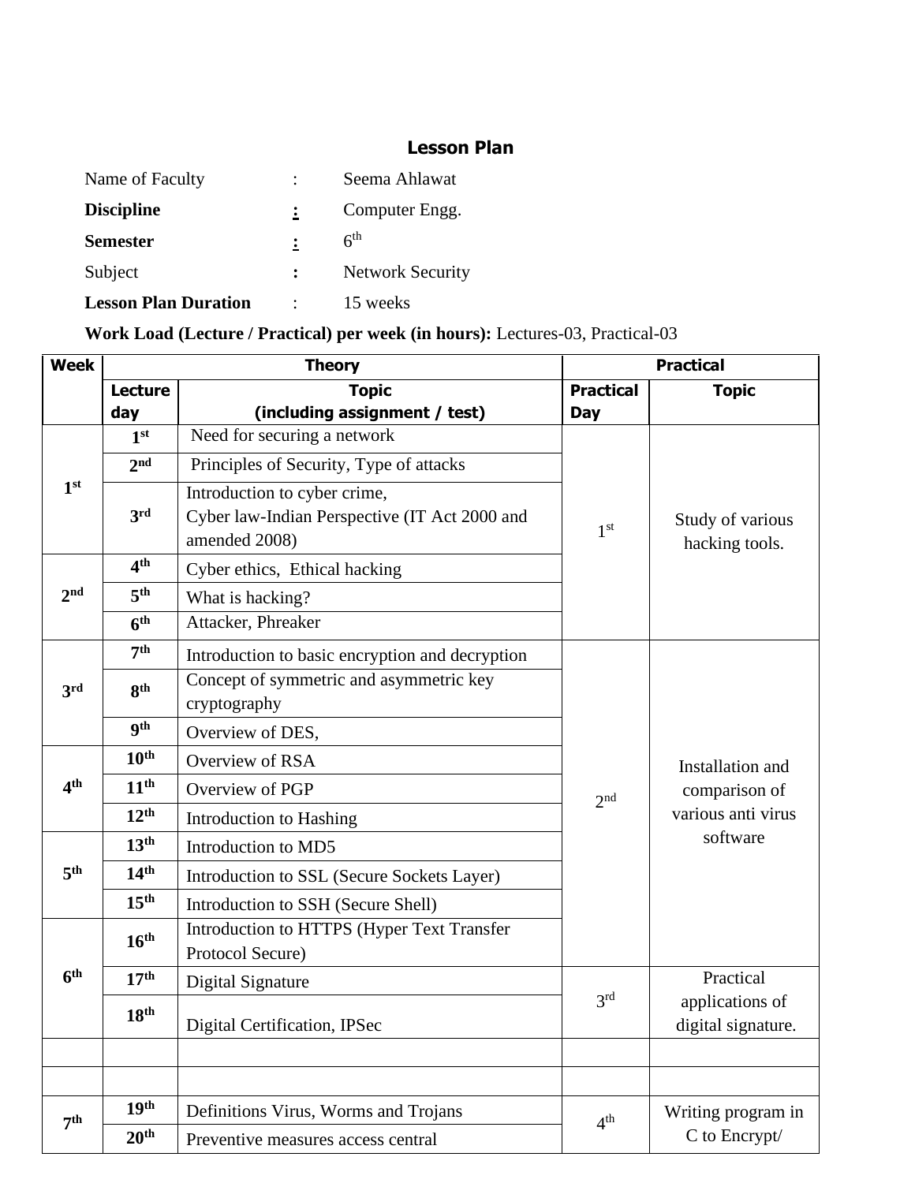## Lesson Plan

Name of Faculty : Seema Ahlawat

**Discipline** : Computer Engg.

**Semester** : 6th

Subject : Network Security

**Lesson Plan Duration** : 15 weeks

**Work Load (Lecture / Practical) per week (in hours):** Lectures-03, Practical-03

| Week | Theory | | Practical | |
|---|---|---|---|---|
| | **Lecture day** | **Topic (including assignment / test)** | **Practical Day** | **Topic** |
| 1st | 1st | Need for securing a network | 1st | Study of various hacking tools. |
| | 2nd | Principles of Security, Type of attacks | | |
| | 3rd | Introduction to cyber crime, Cyber law-Indian Perspective (IT Act 2000 and amended 2008) | | |
| 2nd | 4th | Cyber ethics, Ethical hacking | | |
| | 5th | What is hacking? | | |
| | 6th | Attacker, Phreaker | | |
| 3rd | 7th | Introduction to basic encryption and decryption | 2nd | Installation and comparison of various anti virus software |
| | 8th | Concept of symmetric and asymmetric key cryptography | | |
| | 9th | Overview of DES, | | |
| 4th | 10th | Overview of RSA | | |
| | 11th | Overview of PGP | | |
| | 12th | Introduction to Hashing | | |
| 5th | 13th | Introduction to MD5 | | |
| | 14th | Introduction to SSL (Secure Sockets Layer) | | |
| | 15th | Introduction to SSH (Secure Shell) | | |
| 6th | 16th | Introduction to HTTPS (Hyper Text Transfer Protocol Secure) | | |
| | 17th | Digital Signature | 3rd | Practical applications of digital signature. |
| | 18th | Digital Certification, IPSec | | |
| | | | | |
| | | | | |
| 7th | 19th | Definitions Virus, Worms and Trojans | 4th | Writing program in C to Encrypt/ |
| | 20th | Preventive measures access central | | |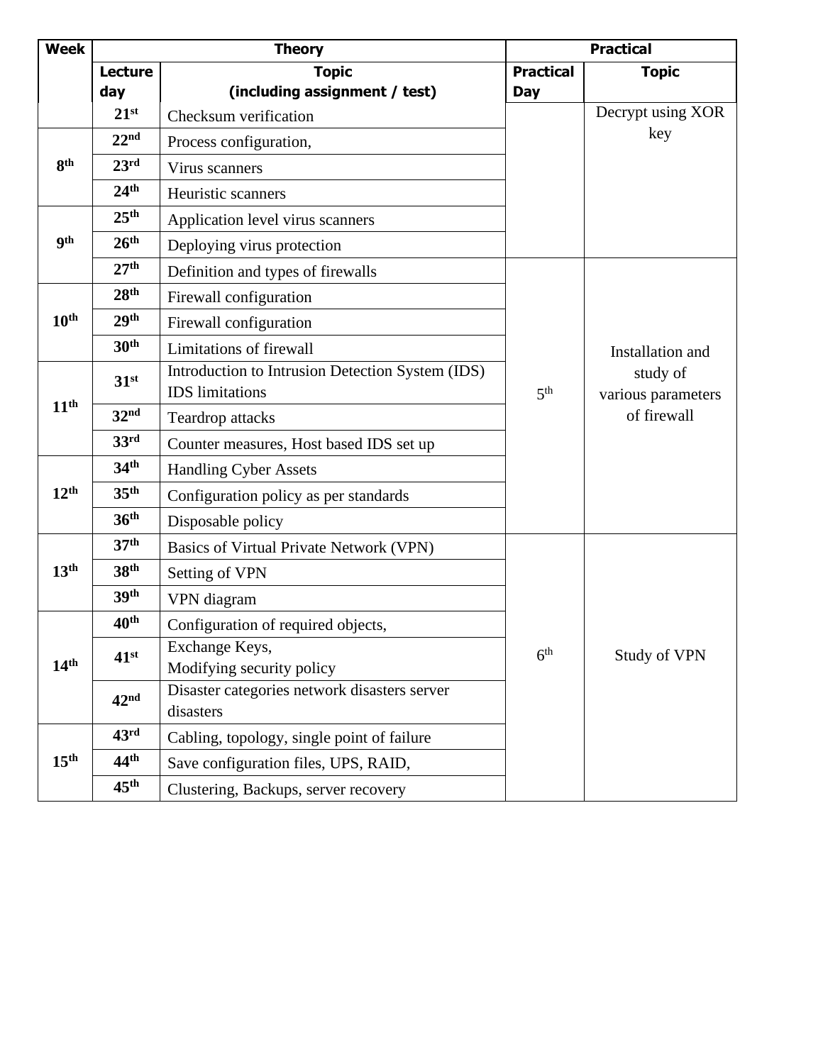| Week | Theory | | Practical | |
|---|---|---|---|---|
| | Lecture day | Topic (including assignment / test) | Practical Day | Topic |
| | 21st | Checksum verification | | Decrypt using XOR key |
| 8th | 22nd | Process configuration, | | |
| | 23rd | Virus scanners | | |
| | 24th | Heuristic scanners | | |
| 9th | 25th | Application level virus scanners | | |
| | 26th | Deploying virus protection | | |
| | 27th | Definition and types of firewalls | 5th | Installation and study of various parameters of firewall |
| 10th | 28th | Firewall configuration | | |
| | 29th | Firewall configuration | | |
| | 30th | Limitations of firewall | | |
| 11th | 31st | Introduction to Intrusion Detection System (IDS) IDS limitations | | |
| | 32nd | Teardrop attacks | | |
| | 33rd | Counter measures, Host based IDS set up | | |
| 12th | 34th | Handling Cyber Assets | | |
| | 35th | Configuration policy as per standards | | |
| | 36th | Disposable policy | | |
| 13th | 37th | Basics of Virtual Private Network (VPN) | 6th | Study of VPN |
| | 38th | Setting of VPN | | |
| | 39th | VPN diagram | | |
| 14th | 40th | Configuration of required objects, | | |
| | 41st | Exchange Keys, Modifying security policy | | |
| | 42nd | Disaster categories network disasters server disasters | | |
| 15th | 43rd | Cabling, topology, single point of failure | | |
| | 44th | Save configuration files, UPS, RAID, | | |
| | 45th | Clustering, Backups, server recovery | | |